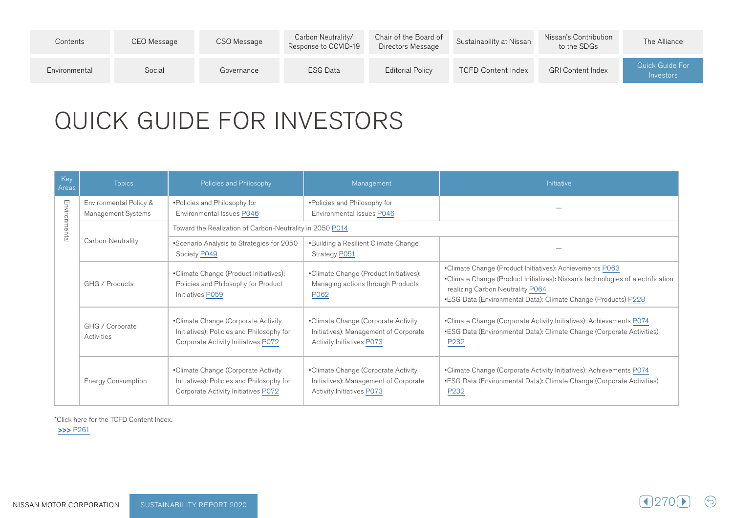Contents | CEO Message | CSO Message | Carbon Neutrality/ Response to COVID-19 | Chair of the Board of Directors Message | Sustainability at Nissan | Nissan's Contribution to the SDGs | The Alliance | Environmental | Social | Governance | ESG Data | Editorial Policy | TCFD Content Index | GRI Content Index | Quick Guide For Investors

# QUICK GUIDE FOR INVESTORS

| Key Areas | Topics | Policies and Philosophy | Management | Initiative |
|---|---|---|---|---|
| Environmental | Environmental Policy & Management Systems | •Policies and Philosophy for Environmental Issues P046 | •Policies and Philosophy for Environmental Issues P046 | — |
| | Carbon-Neutrality | Toward the Realization of Carbon-Neutrality in 2050 P014 | | |
| | | •Scenario Analysis to Strategies for 2050 Society P049 | •Building a Resilient Climate Change Strategy P051 | — |
| | GHG / Products | •Climate Change (Product Initiatives): Policies and Philosophy for Product Initiatives P059 | •Climate Change (Product Initiatives): Managing actions through Products P062 | •Climate Change (Product Initiatives): Achievements P063<br>•Climate Change (Product Initiatives): Nissan's technologies of electrification realizing Carbon Neutrality P064<br>•ESG Data (Environmental Data): Climate Change (Products) P228 |
| | GHG / Corporate Activities | •Climate Change (Corporate Activity Initiatives): Policies and Philosophy for Corporate Activity Initiatives P072 | •Climate Change (Corporate Activity Initiatives): Management of Corporate Activity Initiatives P073 | •Climate Change (Corporate Activity Initiatives): Achievements P074<br>•ESG Data (Environmental Data): Climate Change (Corporate Activities) P232 |
| | Energy Consumption | •Climate Change (Corporate Activity Initiatives): Policies and Philosophy for Corporate Activity Initiatives P072 | •Climate Change (Corporate Activity Initiatives): Management of Corporate Activity Initiatives P073 | •Climate Change (Corporate Activity Initiatives): Achievements P074<br>•ESG Data (Environmental Data): Climate Change (Corporate Activities) P232 |

*Click here for the TCFD Content Index.
>>> P261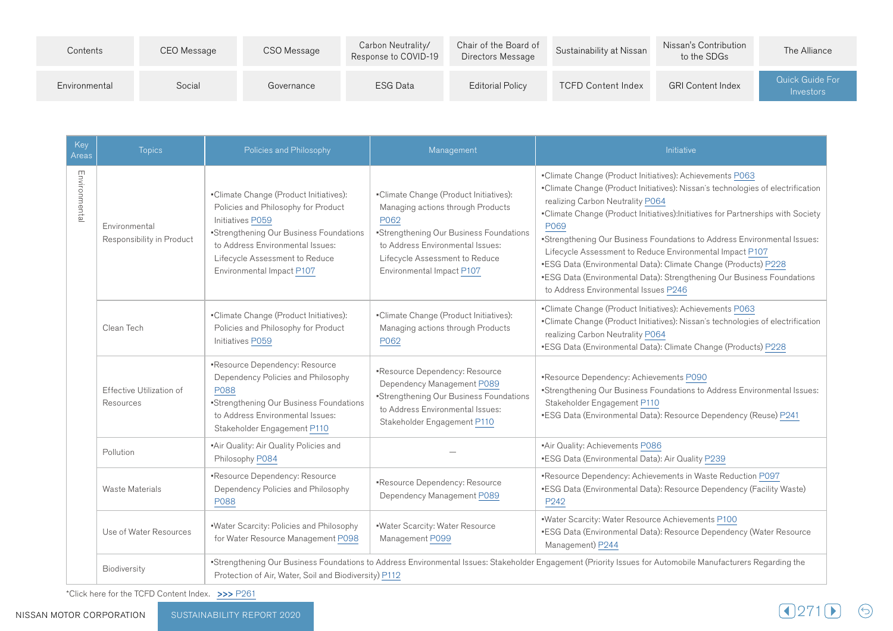| Key Areas | Topics | Policies and Philosophy | Management | Initiative |
|---|---|---|---|---|
| Environmental | Environmental Responsibility in Product | •Climate Change (Product Initiatives): Policies and Philosophy for Product Initiatives P059<br>•Strengthening Our Business Foundations to Address Environmental Issues: Lifecycle Assessment to Reduce Environmental Impact P107 | •Climate Change (Product Initiatives): Managing actions through Products P062<br>•Strengthening Our Business Foundations to Address Environmental Issues: Lifecycle Assessment to Reduce Environmental Impact P107 | •Climate Change (Product Initiatives): Achievements P063<br>•Climate Change (Product Initiatives): Nissan's technologies of electrification realizing Carbon Neutrality P064<br>•Climate Change (Product Initiatives):Initiatives for Partnerships with Society P069<br>•Strengthening Our Business Foundations to Address Environmental Issues: Lifecycle Assessment to Reduce Environmental Impact P107<br>•ESG Data (Environmental Data): Climate Change (Products) P228<br>•ESG Data (Environmental Data): Strengthening Our Business Foundations to Address Environmental Issues P246 |
| | Clean Tech | •Climate Change (Product Initiatives): Policies and Philosophy for Product Initiatives P059 | •Climate Change (Product Initiatives): Managing actions through Products P062 | •Climate Change (Product Initiatives): Achievements P063<br>•Climate Change (Product Initiatives): Nissan's technologies of electrification realizing Carbon Neutrality P064<br>•ESG Data (Environmental Data): Climate Change (Products) P228 |
| | Effective Utilization of Resources | •Resource Dependency: Resource Dependency Policies and Philosophy P088<br>•Strengthening Our Business Foundations to Address Environmental Issues: Stakeholder Engagement P110 | •Resource Dependency: Resource Dependency Management P089<br>•Strengthening Our Business Foundations to Address Environmental Issues: Stakeholder Engagement P110 | •Resource Dependency: Achievements P090<br>•Strengthening Our Business Foundations to Address Environmental Issues: Stakeholder Engagement P110<br>•ESG Data (Environmental Data): Resource Dependency (Reuse) P241 |
| | Pollution | •Air Quality: Air Quality Policies and Philosophy P084 | – | •Air Quality: Achievements P086<br>•ESG Data (Environmental Data): Air Quality P239 |
| | Waste Materials | •Resource Dependency: Resource Dependency Policies and Philosophy P088 | •Resource Dependency: Resource Dependency Management P089 | •Resource Dependency: Achievements in Waste Reduction P097<br>•ESG Data (Environmental Data): Resource Dependency (Facility Waste) P242 |
| | Use of Water Resources | •Water Scarcity: Policies and Philosophy for Water Resource Management P098 | •Water Scarcity: Water Resource Management P099 | •Water Scarcity: Water Resource Achievements P100<br>•ESG Data (Environmental Data): Resource Dependency (Water Resource Management) P244 |
| | Biodiversity | •Strengthening Our Business Foundations to Address Environmental Issues: Stakeholder Engagement (Priority Issues for Automobile Manufacturers Regarding the Protection of Air, Water, Soil and Biodiversity) P112 | | |

*Click here for the TCFD Content Index. >>> P261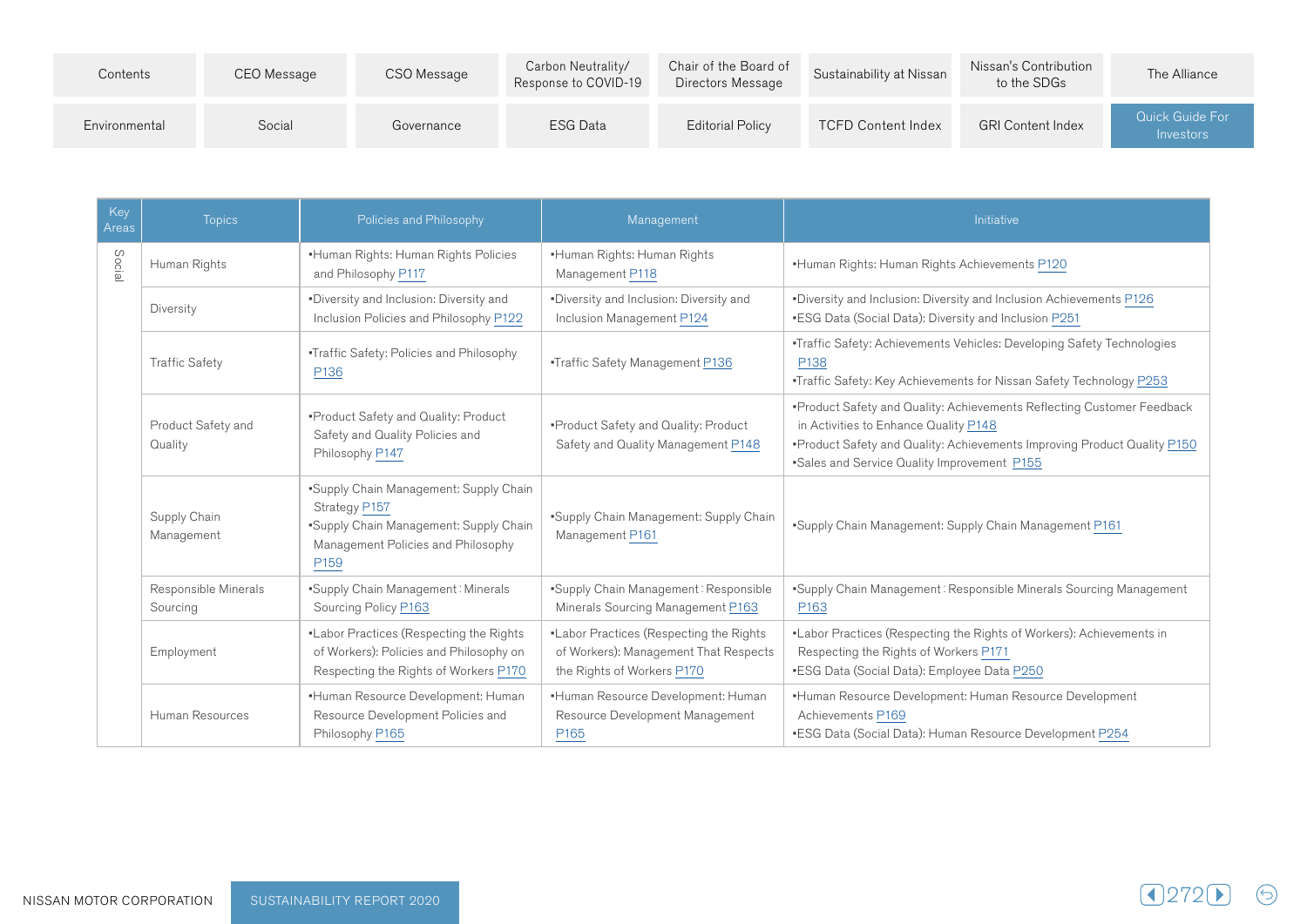| Contents | CEO Message | CSO Message | Carbon Neutrality/ Response to COVID-19 | Chair of the Board of Directors Message | Sustainability at Nissan | Nissan's Contribution to the SDGs | The Alliance |
|---|---|---|---|---|---|---|---|
| Environmental | Social | Governance | ESG Data | Editorial Policy | TCFD Content Index | GRI Content Index | Quick Guide For Investors |

| Key Areas | Topics | Policies and Philosophy | Management | Initiative |
|---|---|---|---|---|
| Social | Human Rights | •Human Rights: Human Rights Policies and Philosophy P117 | •Human Rights: Human Rights Management P118 | •Human Rights: Human Rights Achievements P120 |
| | Diversity | •Diversity and Inclusion: Diversity and Inclusion Policies and Philosophy P122 | •Diversity and Inclusion: Diversity and Inclusion Management P124 | •Diversity and Inclusion: Diversity and Inclusion Achievements P126<br>•ESG Data (Social Data): Diversity and Inclusion P251 |
| | Traffic Safety | •Traffic Safety: Policies and Philosophy P136 | •Traffic Safety Management P136 | •Traffic Safety: Achievements Vehicles: Developing Safety Technologies P138<br>•Traffic Safety: Key Achievements for Nissan Safety Technology P253 |
| | Product Safety and Quality | •Product Safety and Quality: Product Safety and Quality Policies and Philosophy P147 | •Product Safety and Quality: Product Safety and Quality Management P148 | •Product Safety and Quality: Achievements Reflecting Customer Feedback in Activities to Enhance Quality P148<br>•Product Safety and Quality: Achievements Improving Product Quality P150<br>•Sales and Service Quality Improvement P155 |
| | Supply Chain Management | •Supply Chain Management: Supply Chain Strategy P157<br>•Supply Chain Management: Supply Chain Management Policies and Philosophy P159 | •Supply Chain Management: Supply Chain Management P161 | •Supply Chain Management: Supply Chain Management P161 |
| | Responsible Minerals Sourcing | •Supply Chain Management : Minerals Sourcing Policy P163 | •Supply Chain Management : Responsible Minerals Sourcing Management P163 | •Supply Chain Management : Responsible Minerals Sourcing Management P163 |
| | Employment | •Labor Practices (Respecting the Rights of Workers): Policies and Philosophy on Respecting the Rights of Workers P170 | •Labor Practices (Respecting the Rights of Workers): Management That Respects the Rights of Workers P170 | •Labor Practices (Respecting the Rights of Workers): Achievements in Respecting the Rights of Workers P171<br>•ESG Data (Social Data): Employee Data P250 |
| | Human Resources | •Human Resource Development: Human Resource Development Policies and Philosophy P165 | •Human Resource Development: Human Resource Development Management P165 | •Human Resource Development: Human Resource Development Achievements P169<br>•ESG Data (Social Data): Human Resource Development P254 |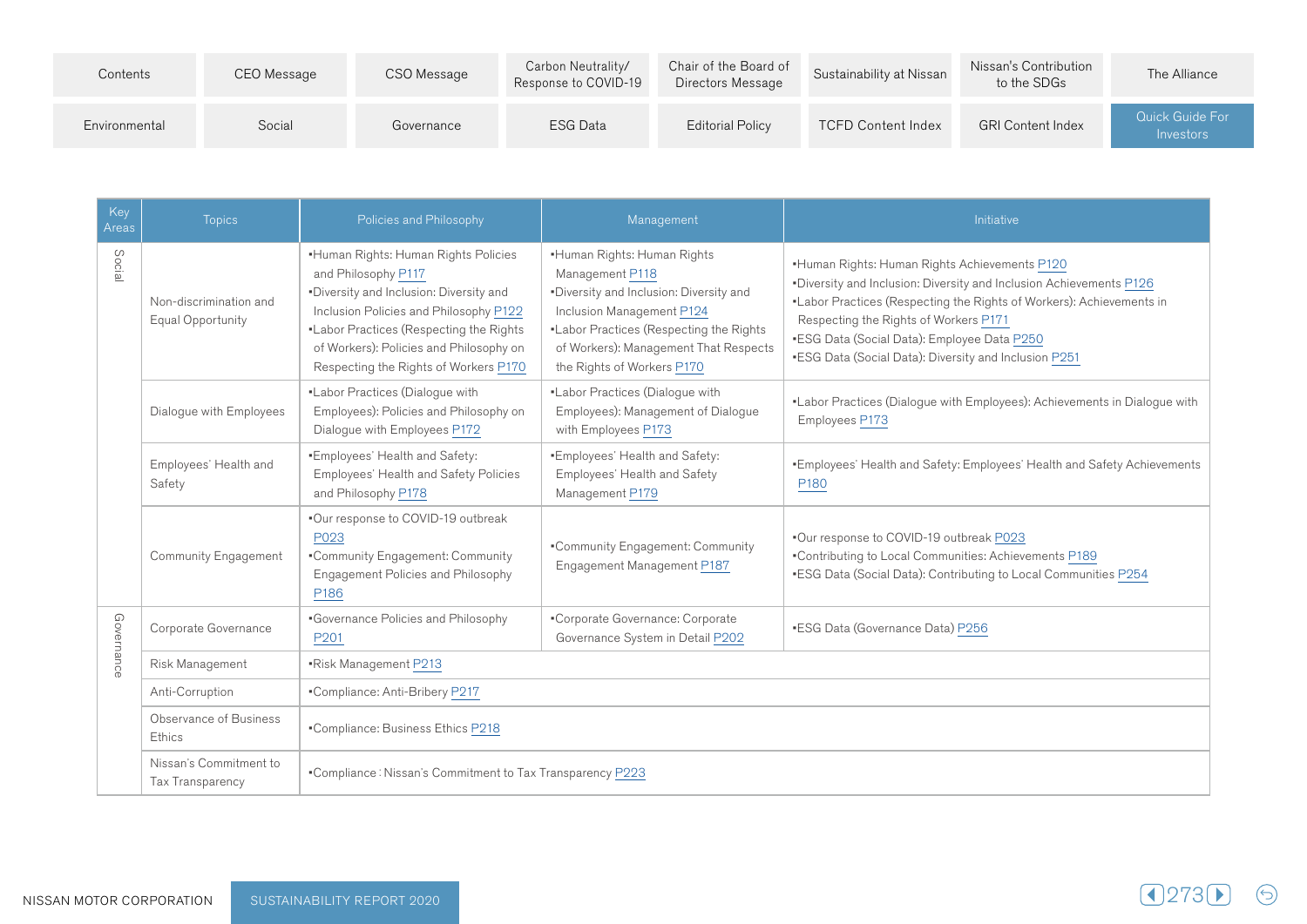| Key Areas | Topics | Policies and Philosophy | Management | Initiative |
|---|---|---|---|---|
| Social | Non-discrimination and Equal Opportunity | •Human Rights: Human Rights Policies and Philosophy P117<br>•Diversity and Inclusion: Diversity and Inclusion Policies and Philosophy P122<br>•Labor Practices (Respecting the Rights of Workers): Policies and Philosophy on Respecting the Rights of Workers P170 | •Human Rights: Human Rights Management P118<br>•Diversity and Inclusion: Diversity and Inclusion Management P124<br>•Labor Practices (Respecting the Rights of Workers): Management That Respects the Rights of Workers P170 | •Human Rights: Human Rights Achievements P120<br>•Diversity and Inclusion: Diversity and Inclusion Achievements P126<br>•Labor Practices (Respecting the Rights of Workers): Achievements in Respecting the Rights of Workers P171<br>•ESG Data (Social Data): Employee Data P250<br>•ESG Data (Social Data): Diversity and Inclusion P251 |
| | Dialogue with Employees | •Labor Practices (Dialogue with Employees): Policies and Philosophy on Dialogue with Employees P172 | •Labor Practices (Dialogue with Employees): Management of Dialogue with Employees P173 | •Labor Practices (Dialogue with Employees): Achievements in Dialogue with Employees P173 |
| | Employees' Health and Safety | •Employees' Health and Safety: Employees' Health and Safety Policies and Philosophy P178 | •Employees' Health and Safety: Employees' Health and Safety Management P179 | •Employees' Health and Safety: Employees' Health and Safety Achievements P180 |
| | Community Engagement | •Our response to COVID-19 outbreak P023<br>•Community Engagement: Community Engagement Policies and Philosophy P186 | •Community Engagement: Community Engagement Management P187 | •Our response to COVID-19 outbreak P023<br>•Contributing to Local Communities: Achievements P189<br>•ESG Data (Social Data): Contributing to Local Communities P254 |
| Governance | Corporate Governance | •Governance Policies and Philosophy P201 | •Corporate Governance: Corporate Governance System in Detail P202 | •ESG Data (Governance Data) P256 |
| | Risk Management | •Risk Management P213 | | |
| | Anti-Corruption | •Compliance: Anti-Bribery P217 | | |
| | Observance of Business Ethics | •Compliance: Business Ethics P218 | | |
| | Nissan's Commitment to Tax Transparency | •Compliance : Nissan's Commitment to Tax Transparency P223 | | |